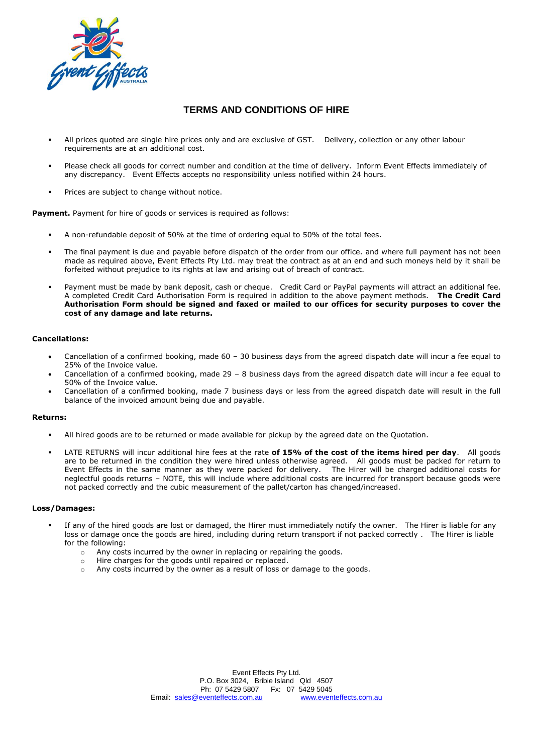# TERMS AND CONDITIONS OF HIRE

- All prices quoted are single hire prices only and are exclusive of GST. Delivery, collection or any other labour requirements are at an additional cost.
- Please check all goods for correct number and condition at the time of delivery. Inform Event Effects immediately of any discrepancy. Event Effects accepts no responsibility unless notified within 24 hours.
- Prices are subject to change without notice.

**Payment.** Payment for hire of goods or services is required as follows:

- A non-refundable deposit of 50% at the time of ordering equal to 50% of the total fees.
- The final payment is due and payable before dispatch of the order from our office. and where full payment has not been made as required above, Event Effects Pty Ltd. may treat the contract as at an end and such moneys held by it shall be forfeited without prejudice to its rights at law and arising out of breach of contract.
- Payment must be made by bank deposit, cash or cheque. Credit Card or PayPal payments will attract an additional fee. A completed Credit Card Authorisation Form is required in addition to the above payment methods. **The Credit Card Authorisation Form should be signed and faxed or mailed to our offices for security purposes to cover the cost of any damage and late returns.**

**Cancellations:**

- Cancellation of a confirmed booking, made 60 – 30 business days from the agreed dispatch date will incur a fee equal to 25% of the Invoice value.
- Cancellation of a confirmed booking, made 29 – 8 business days from the agreed dispatch date will incur a fee equal to 50% of the Invoice value.
- Cancellation of a confirmed booking, made 7 business days or less from the agreed dispatch date will result in the full balance of the invoiced amount being due and payable.

**Returns:**

- All hired goods are to be returned or made available for pickup by the agreed date on the Quotation.
- LATE RETURNS will incur additional hire fees at the rate **of 15% of the cost of the items hired per day**. All goods are to be returned in the condition they were hired unless otherwise agreed. All goods must be packed for return to Event Effects in the same manner as they were packed for delivery. The Hirer will be charged additional costs for neglectful goods returns – NOTE, this will include where additional costs are incurred for transport because goods were not packed correctly and the cubic measurement of the pallet/carton has changed/increased.

**Loss/Damages:**

- If any of the hired goods are lost or damaged, the Hirer must immediately notify the owner. The Hirer is liable for any loss or damage once the goods are hired, including during return transport if not packed correctly . The Hirer is liable for the following:
    - Any costs incurred by the owner in replacing or repairing the goods.
    - Hire charges for the goods until repaired or replaced.
    - Any costs incurred by the owner as a result of loss or damage to the goods.

Event Effects Pty Ltd.
P.O. Box 3024, Bribie Island Qld 4507
Ph: 07 5429 5807 Fx: 07 5429 5045
Email: sales@eventeffects.com.au www.eventeffects.com.au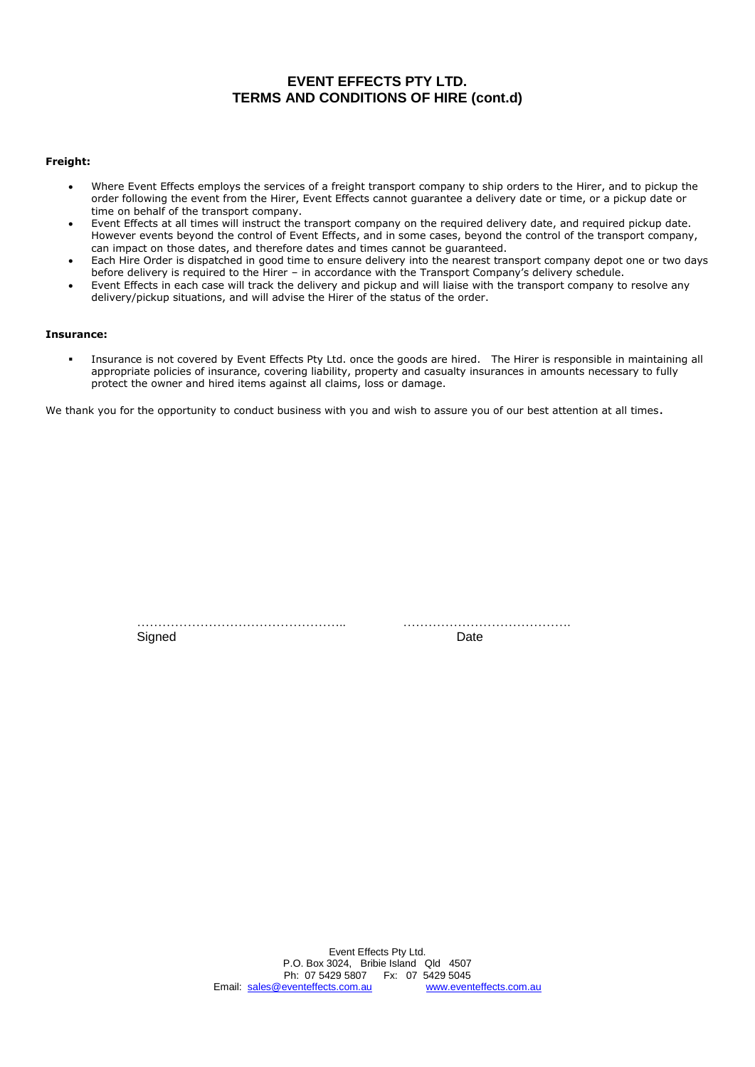# EVENT EFFECTS PTY LTD.
# TERMS AND CONDITIONS OF HIRE (cont.d)

**Freight:**

- Where Event Effects employs the services of a freight transport company to ship orders to the Hirer, and to pickup the order following the event from the Hirer, Event Effects cannot guarantee a delivery date or time, or a pickup date or time on behalf of the transport company.
- Event Effects at all times will instruct the transport company on the required delivery date, and required pickup date. However events beyond the control of Event Effects, and in some cases, beyond the control of the transport company, can impact on those dates, and therefore dates and times cannot be guaranteed.
- Each Hire Order is dispatched in good time to ensure delivery into the nearest transport company depot one or two days before delivery is required to the Hirer – in accordance with the Transport Company's delivery schedule.
- Event Effects in each case will track the delivery and pickup and will liaise with the transport company to resolve any delivery/pickup situations, and will advise the Hirer of the status of the order.

**Insurance:**

- Insurance is not covered by Event Effects Pty Ltd. once the goods are hired. The Hirer is responsible in maintaining all appropriate policies of insurance, covering liability, property and casualty insurances in amounts necessary to fully protect the owner and hired items against all claims, loss or damage.

We thank you for the opportunity to conduct business with you and wish to assure you of our best attention at all times.

……………………………………………….. ……………………………………….

Signed Date

Event Effects Pty Ltd.
P.O. Box 3024, Bribie Island Qld 4507
Ph: 07 5429 5807 Fx: 07 5429 5045
Email: sales@eventeffects.com.au www.eventeffects.com.au